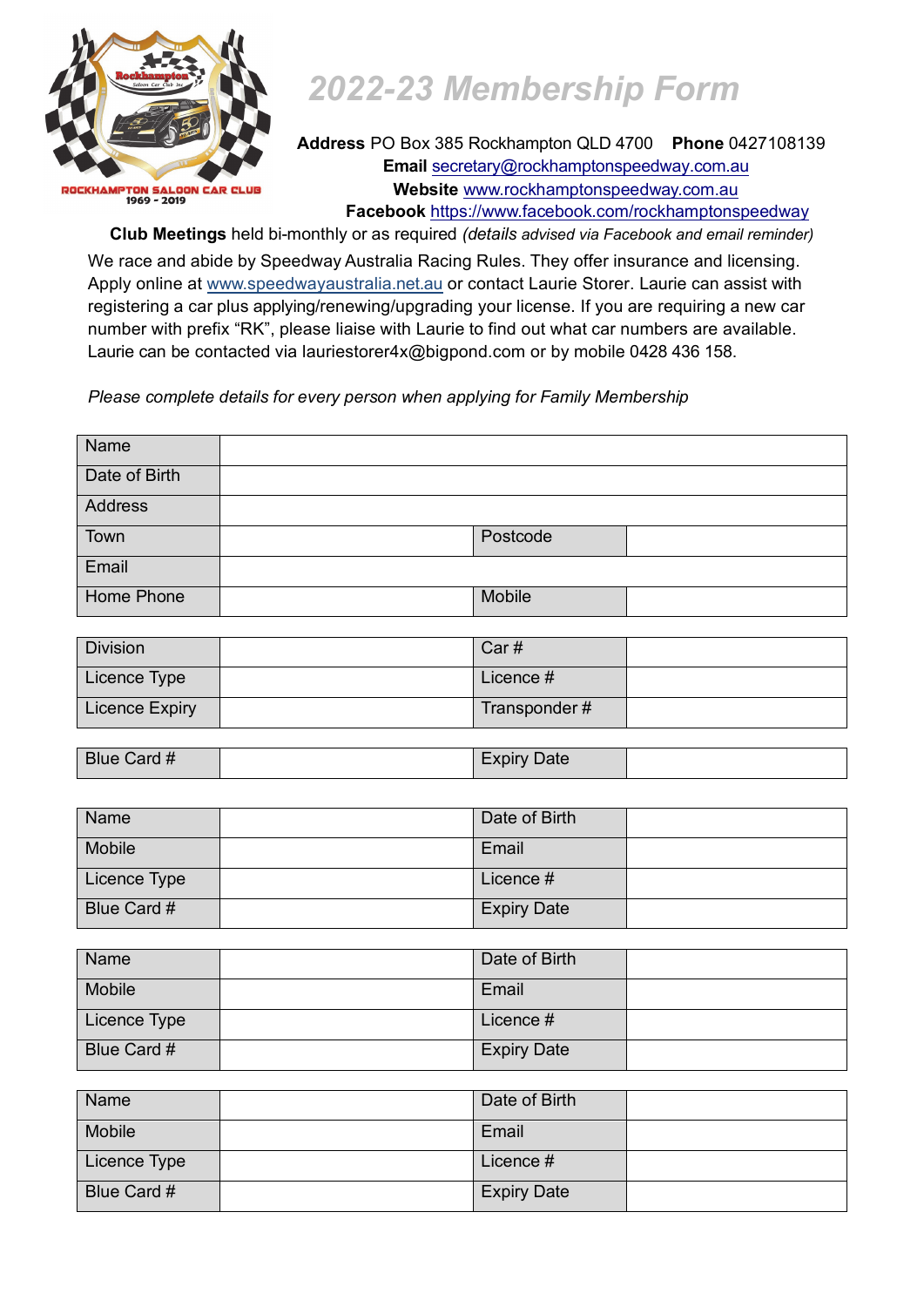# 2022-23 Membership Form

**Address** PO Box 385 Rockhampton QLD 4700 **Phone** 0427108139
**Email** secretary@rockhamptonspeedway.com.au
**Website** www.rockhamptonspeedway.com.au
**Facebook** https://www.facebook.com/rockhamptonspeedway

**Club Meetings** held bi-monthly or as required *(details advised via Facebook and email reminder)*

We race and abide by Speedway Australia Racing Rules. They offer insurance and licensing. Apply online at www.speedwayaustralia.net.au or contact Laurie Storer. Laurie can assist with registering a car plus applying/renewing/upgrading your license. If you are requiring a new car number with prefix "RK", please liaise with Laurie to find out what car numbers are available. Laurie can be contacted via lauriestorer4x@bigpond.com or by mobile 0428 436 158.

*Please complete details for every person when applying for Family Membership*

| Name | | | |
|---|---|---|---|
| Date of Birth | | | |
| Address | | | |
| Town | | Postcode | |
| Email | | | |
| Home Phone | | Mobile | |

| Division | | Car # | |
|---|---|---|---|
| Licence Type | | Licence # | |
| Licence Expiry | | Transponder # | |

| Blue Card # | | Expiry Date | |
|---|---|---|---|

| Name | | Date of Birth | |
|---|---|---|---|
| Mobile | | Email | |
| Licence Type | | Licence # | |
| Blue Card # | | Expiry Date | |

| Name | | Date of Birth | |
|---|---|---|---|
| Mobile | | Email | |
| Licence Type | | Licence # | |
| Blue Card # | | Expiry Date | |

| Name | | Date of Birth | |
|---|---|---|---|
| Mobile | | Email | |
| Licence Type | | Licence # | |
| Blue Card # | | Expiry Date | |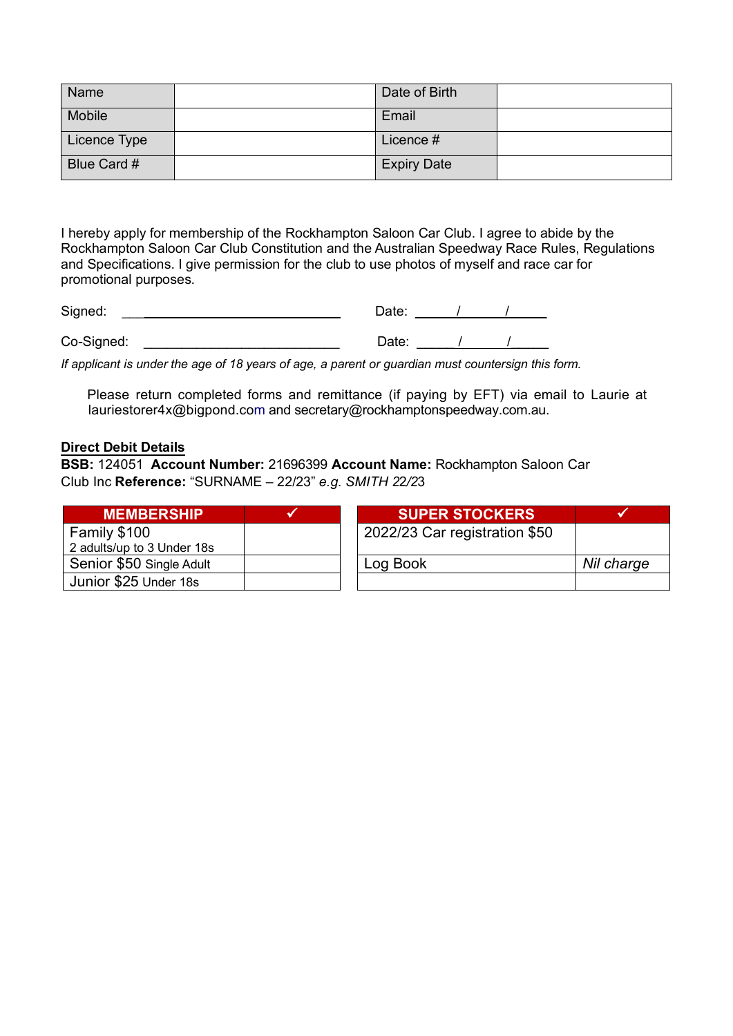| | | | |
|---|---|---|---|
| Name | | Date of Birth | |
| Mobile | | Email | |
| Licence Type | | Licence # | |
| Blue Card # | | Expiry Date | |

I hereby apply for membership of the Rockhampton Saloon Car Club. I agree to abide by the Rockhampton Saloon Car Club Constitution and the Australian Speedway Race Rules, Regulations and Specifications. I give permission for the club to use photos of myself and race car for promotional purposes.

Signed: ______________________________ Date: ______/______/______

Co-Signed: ___________________________ Date: ______/______/______

*If applicant is under the age of 18 years of age, a parent or guardian must countersign this form.*

Please return completed forms and remittance (if paying by EFT) via email to Laurie at lauriestorer4x@bigpond.com and secretary@rockhamptonspeedway.com.au.

**Direct Debit Details**

**BSB:** 124051 **Account Number:** 21696399 **Account Name:** Rockhampton Saloon Car Club Inc **Reference:** "SURNAME – 22/23" *e.g. SMITH 22/23*

| MEMBERSHIP | ✓ |
|---|---|
| Family $100<br>2 adults/up to 3 Under 18s | |
| Senior $50 Single Adult | |
| Junior $25 Under 18s | |

| SUPER STOCKERS | ✓ |
|---|---|
| 2022/23 Car registration $50 | |
| Log Book | *Nil charge* |
| | |